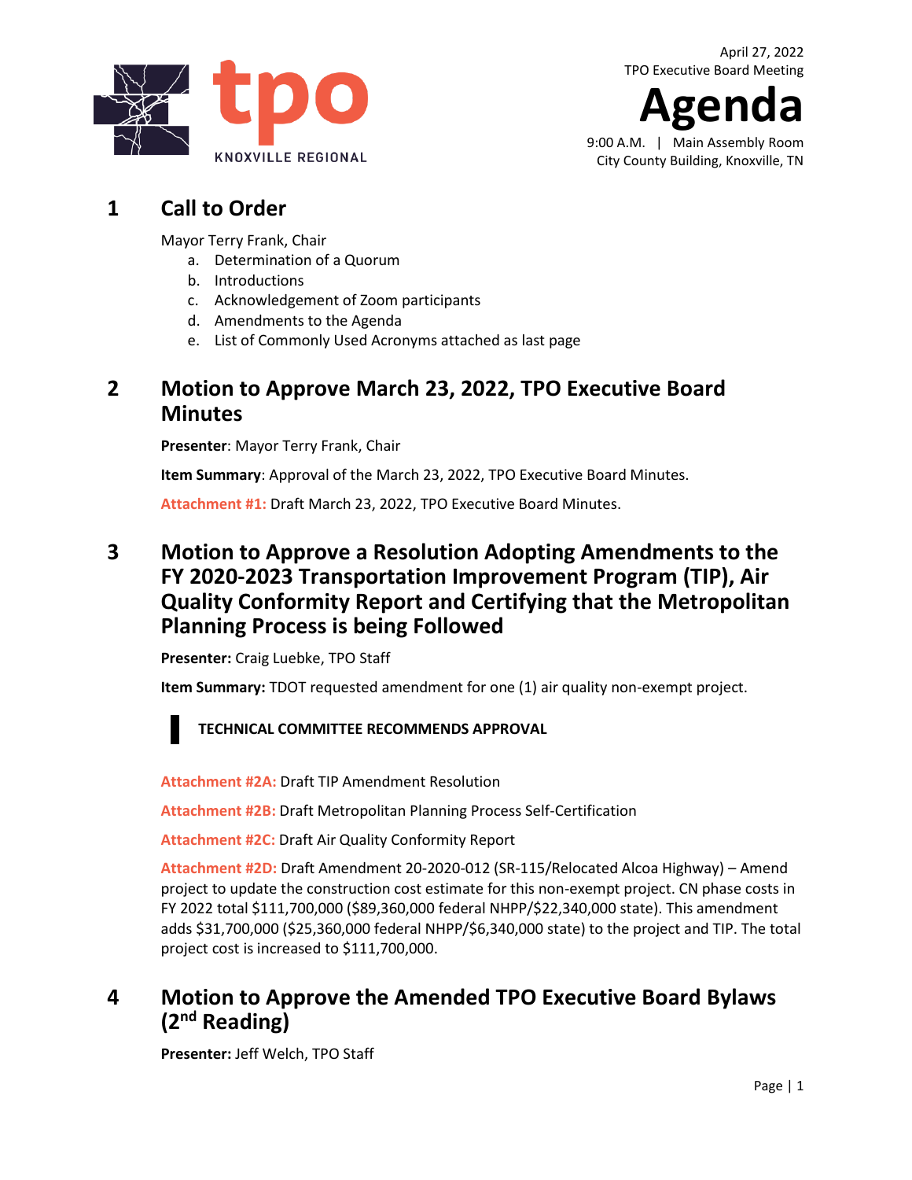tpo KNOXVILLE REGIONAL

April 27, 2022
TPO Executive Board Meeting

# Agenda

9:00 A.M. | Main Assembly Room
City County Building, Knoxville, TN

## 1 Call to Order

Mayor Terry Frank, Chair

a. Determination of a Quorum
b. Introductions
c. Acknowledgement of Zoom participants
d. Amendments to the Agenda
e. List of Commonly Used Acronyms attached as last page

## 2 Motion to Approve March 23, 2022, TPO Executive Board Minutes

**Presenter**: Mayor Terry Frank, Chair

**Item Summary**: Approval of the March 23, 2022, TPO Executive Board Minutes.

**Attachment #1:** Draft March 23, 2022, TPO Executive Board Minutes.

## 3 Motion to Approve a Resolution Adopting Amendments to the FY 2020-2023 Transportation Improvement Program (TIP), Air Quality Conformity Report and Certifying that the Metropolitan Planning Process is being Followed

**Presenter:** Craig Luebke, TPO Staff

**Item Summary:** TDOT requested amendment for one (1) air quality non-exempt project.

**TECHNICAL COMMITTEE RECOMMENDS APPROVAL**

**Attachment #2A:** Draft TIP Amendment Resolution

**Attachment #2B:** Draft Metropolitan Planning Process Self-Certification

**Attachment #2C:** Draft Air Quality Conformity Report

**Attachment #2D:** Draft Amendment 20-2020-012 (SR-115/Relocated Alcoa Highway) – Amend project to update the construction cost estimate for this non-exempt project. CN phase costs in FY 2022 total $111,700,000 ($89,360,000 federal NHPP/$22,340,000 state). This amendment adds $31,700,000 ($25,360,000 federal NHPP/$6,340,000 state) to the project and TIP. The total project cost is increased to $111,700,000.

## 4 Motion to Approve the Amended TPO Executive Board Bylaws (2nd Reading)

**Presenter:** Jeff Welch, TPO Staff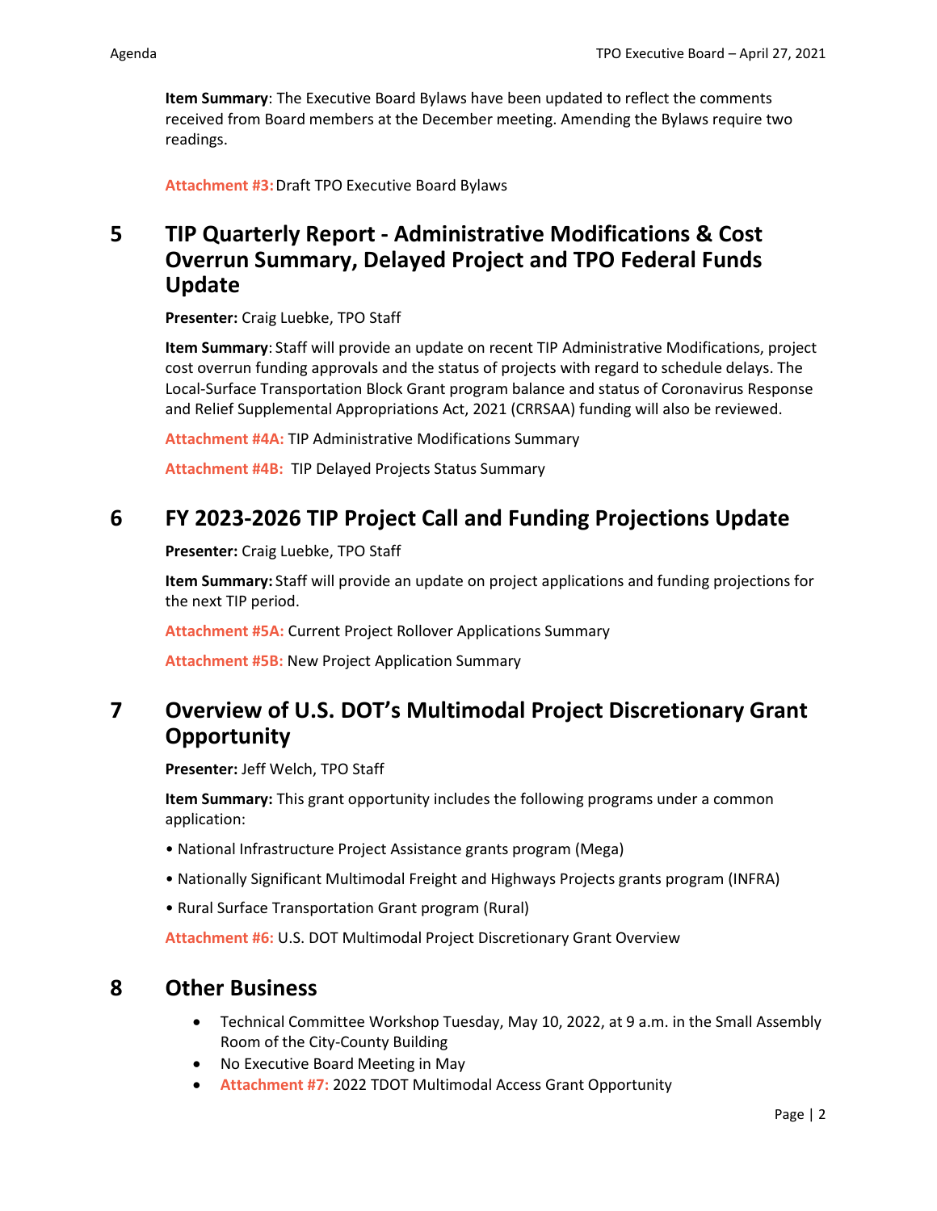**Item Summary**: The Executive Board Bylaws have been updated to reflect the comments received from Board members at the December meeting. Amending the Bylaws require two readings.

**Attachment #3:** Draft TPO Executive Board Bylaws

## 5 TIP Quarterly Report - Administrative Modifications & Cost Overrun Summary, Delayed Project and TPO Federal Funds Update

**Presenter:** Craig Luebke, TPO Staff

**Item Summary**: Staff will provide an update on recent TIP Administrative Modifications, project cost overrun funding approvals and the status of projects with regard to schedule delays. The Local-Surface Transportation Block Grant program balance and status of Coronavirus Response and Relief Supplemental Appropriations Act, 2021 (CRRSAA) funding will also be reviewed.

**Attachment #4A:** TIP Administrative Modifications Summary

**Attachment #4B:** TIP Delayed Projects Status Summary

## 6 FY 2023-2026 TIP Project Call and Funding Projections Update

**Presenter:** Craig Luebke, TPO Staff

**Item Summary:** Staff will provide an update on project applications and funding projections for the next TIP period.

**Attachment #5A:** Current Project Rollover Applications Summary

**Attachment #5B:** New Project Application Summary

## 7 Overview of U.S. DOT's Multimodal Project Discretionary Grant Opportunity

**Presenter:** Jeff Welch, TPO Staff

**Item Summary:** This grant opportunity includes the following programs under a common application:

• National Infrastructure Project Assistance grants program (Mega)

• Nationally Significant Multimodal Freight and Highways Projects grants program (INFRA)

• Rural Surface Transportation Grant program (Rural)

**Attachment #6:** U.S. DOT Multimodal Project Discretionary Grant Overview

## 8 Other Business

- Technical Committee Workshop Tuesday, May 10, 2022, at 9 a.m. in the Small Assembly Room of the City-County Building
- No Executive Board Meeting in May
- **Attachment #7:** 2022 TDOT Multimodal Access Grant Opportunity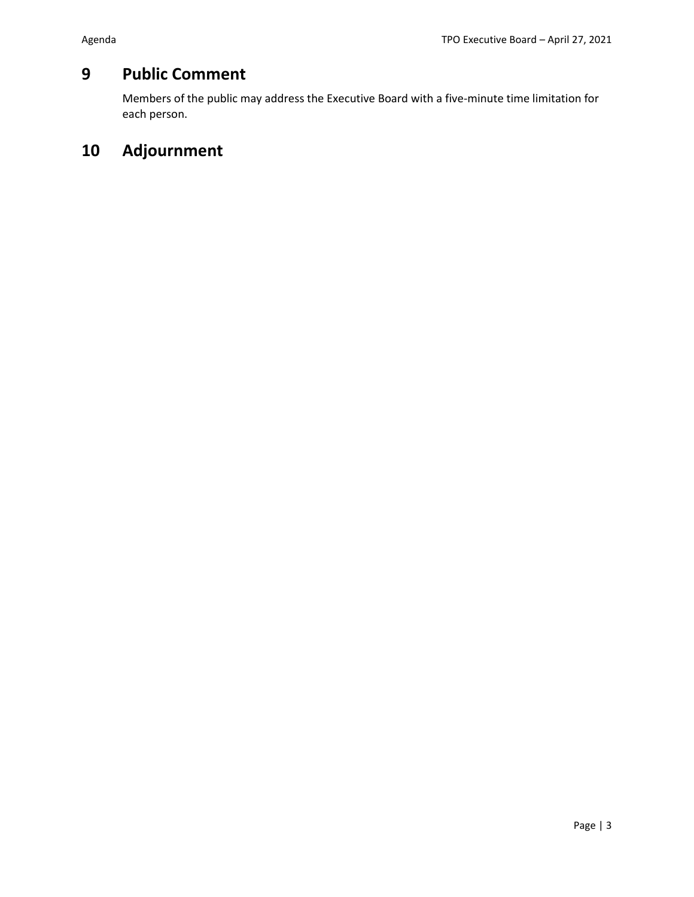## 9 Public Comment

Members of the public may address the Executive Board with a five-minute time limitation for each person.

## 10 Adjournment